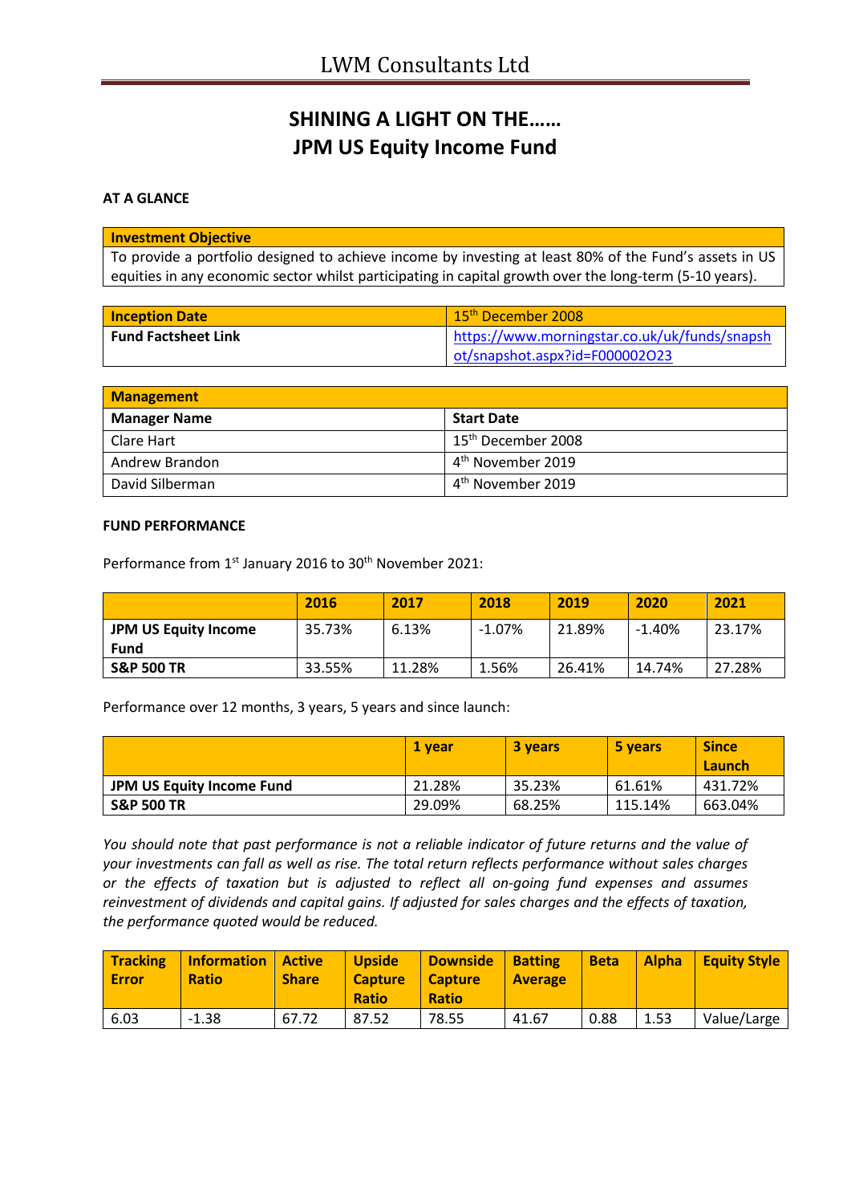# LWM Consultants Ltd

## SHINING A LIGHT ON THE……
## JPM US Equity Income Fund

**AT A GLANCE**

| **Investment Objective** |
|---|
| To provide a portfolio designed to achieve income by investing at least 80% of the Fund's assets in US equities in any economic sector whilst participating in capital growth over the long-term (5-10 years). |

| **Inception Date** | 15th December 2008 |
|---|---|
| **Fund Factsheet Link** | https://www.morningstar.co.uk/uk/funds/snapshot/snapshot.aspx?id=F000002O23 |

| **Management** | |
|---|---|
| **Manager Name** | **Start Date** |
| Clare Hart | 15th December 2008 |
| Andrew Brandon | 4th November 2019 |
| David Silberman | 4th November 2019 |

**FUND PERFORMANCE**

Performance from 1st January 2016 to 30th November 2021:

| | 2016 | 2017 | 2018 | 2019 | 2020 | 2021 |
|---|---|---|---|---|---|---|
| **JPM US Equity Income Fund** | 35.73% | 6.13% | -1.07% | 21.89% | -1.40% | 23.17% |
| **S&P 500 TR** | 33.55% | 11.28% | 1.56% | 26.41% | 14.74% | 27.28% |

Performance over 12 months, 3 years, 5 years and since launch:

| | 1 year | 3 years | 5 years | Since Launch |
|---|---|---|---|---|
| **JPM US Equity Income Fund** | 21.28% | 35.23% | 61.61% | 431.72% |
| **S&P 500 TR** | 29.09% | 68.25% | 115.14% | 663.04% |

*You should note that past performance is not a reliable indicator of future returns and the value of your investments can fall as well as rise. The total return reflects performance without sales charges or the effects of taxation but is adjusted to reflect all on-going fund expenses and assumes reinvestment of dividends and capital gains. If adjusted for sales charges and the effects of taxation, the performance quoted would be reduced.*

| Tracking Error | Information Ratio | Active Share | Upside Capture Ratio | Downside Capture Ratio | Batting Average | Beta | Alpha | Equity Style |
|---|---|---|---|---|---|---|---|---|
| 6.03 | -1.38 | 67.72 | 87.52 | 78.55 | 41.67 | 0.88 | 1.53 | Value/Large |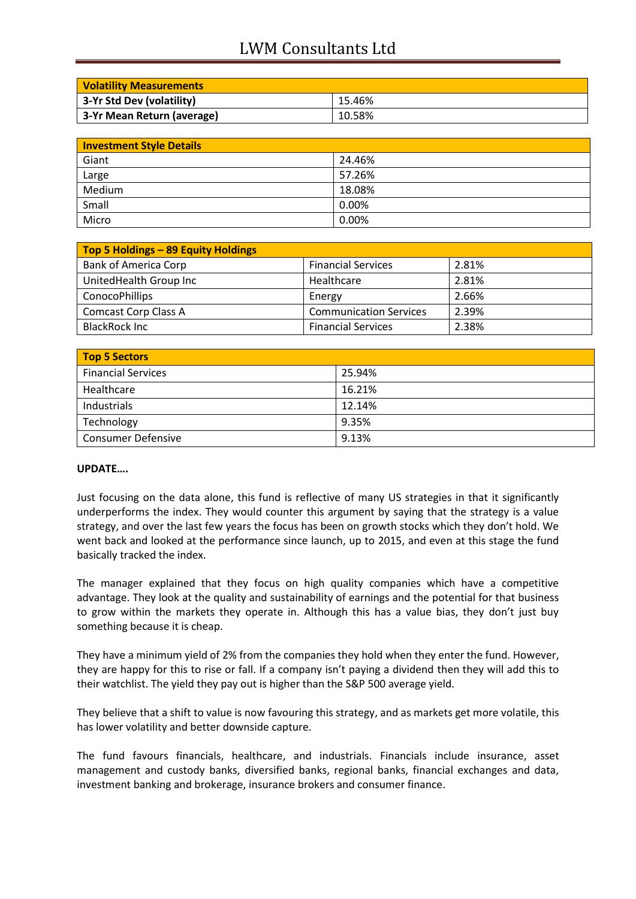| Volatility Measurements | |
|---|---|
| 3-Yr Std Dev (volatility) | 15.46% |
| 3-Yr Mean Return (average) | 10.58% |

| Investment Style Details | |
|---|---|
| Giant | 24.46% |
| Large | 57.26% |
| Medium | 18.08% |
| Small | 0.00% |
| Micro | 0.00% |

| Top 5 Holdings – 89 Equity Holdings | | |
|---|---|---|
| Bank of America Corp | Financial Services | 2.81% |
| UnitedHealth Group Inc | Healthcare | 2.81% |
| ConocoPhillips | Energy | 2.66% |
| Comcast Corp Class A | Communication Services | 2.39% |
| BlackRock Inc | Financial Services | 2.38% |

| Top 5 Sectors | |
|---|---|
| Financial Services | 25.94% |
| Healthcare | 16.21% |
| Industrials | 12.14% |
| Technology | 9.35% |
| Consumer Defensive | 9.13% |

**UPDATE….**

Just focusing on the data alone, this fund is reflective of many US strategies in that it significantly underperforms the index. They would counter this argument by saying that the strategy is a value strategy, and over the last few years the focus has been on growth stocks which they don't hold. We went back and looked at the performance since launch, up to 2015, and even at this stage the fund basically tracked the index.

The manager explained that they focus on high quality companies which have a competitive advantage. They look at the quality and sustainability of earnings and the potential for that business to grow within the markets they operate in. Although this has a value bias, they don't just buy something because it is cheap.

They have a minimum yield of 2% from the companies they hold when they enter the fund. However, they are happy for this to rise or fall. If a company isn't paying a dividend then they will add this to their watchlist. The yield they pay out is higher than the S&P 500 average yield.

They believe that a shift to value is now favouring this strategy, and as markets get more volatile, this has lower volatility and better downside capture.

The fund favours financials, healthcare, and industrials. Financials include insurance, asset management and custody banks, diversified banks, regional banks, financial exchanges and data, investment banking and brokerage, insurance brokers and consumer finance.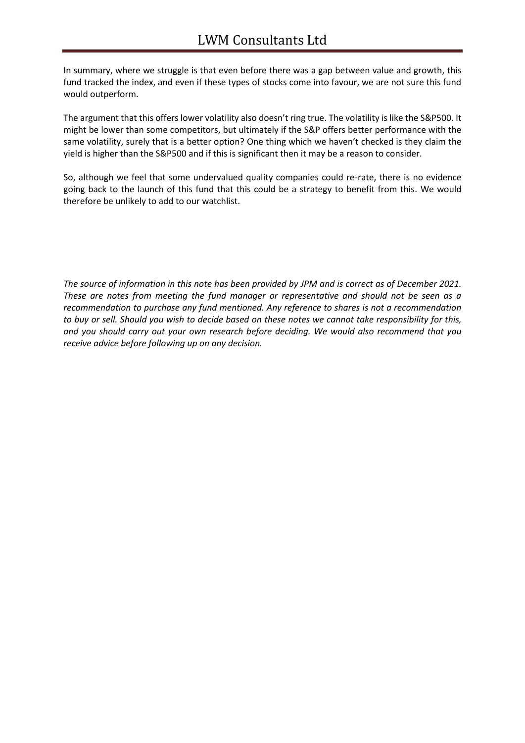In summary, where we struggle is that even before there was a gap between value and growth, this fund tracked the index, and even if these types of stocks come into favour, we are not sure this fund would outperform.

The argument that this offers lower volatility also doesn't ring true. The volatility is like the S&P500. It might be lower than some competitors, but ultimately if the S&P offers better performance with the same volatility, surely that is a better option? One thing which we haven't checked is they claim the yield is higher than the S&P500 and if this is significant then it may be a reason to consider.

So, although we feel that some undervalued quality companies could re-rate, there is no evidence going back to the launch of this fund that this could be a strategy to benefit from this. We would therefore be unlikely to add to our watchlist.

*The source of information in this note has been provided by JPM and is correct as of December 2021. These are notes from meeting the fund manager or representative and should not be seen as a recommendation to purchase any fund mentioned. Any reference to shares is not a recommendation to buy or sell. Should you wish to decide based on these notes we cannot take responsibility for this, and you should carry out your own research before deciding. We would also recommend that you receive advice before following up on any decision.*